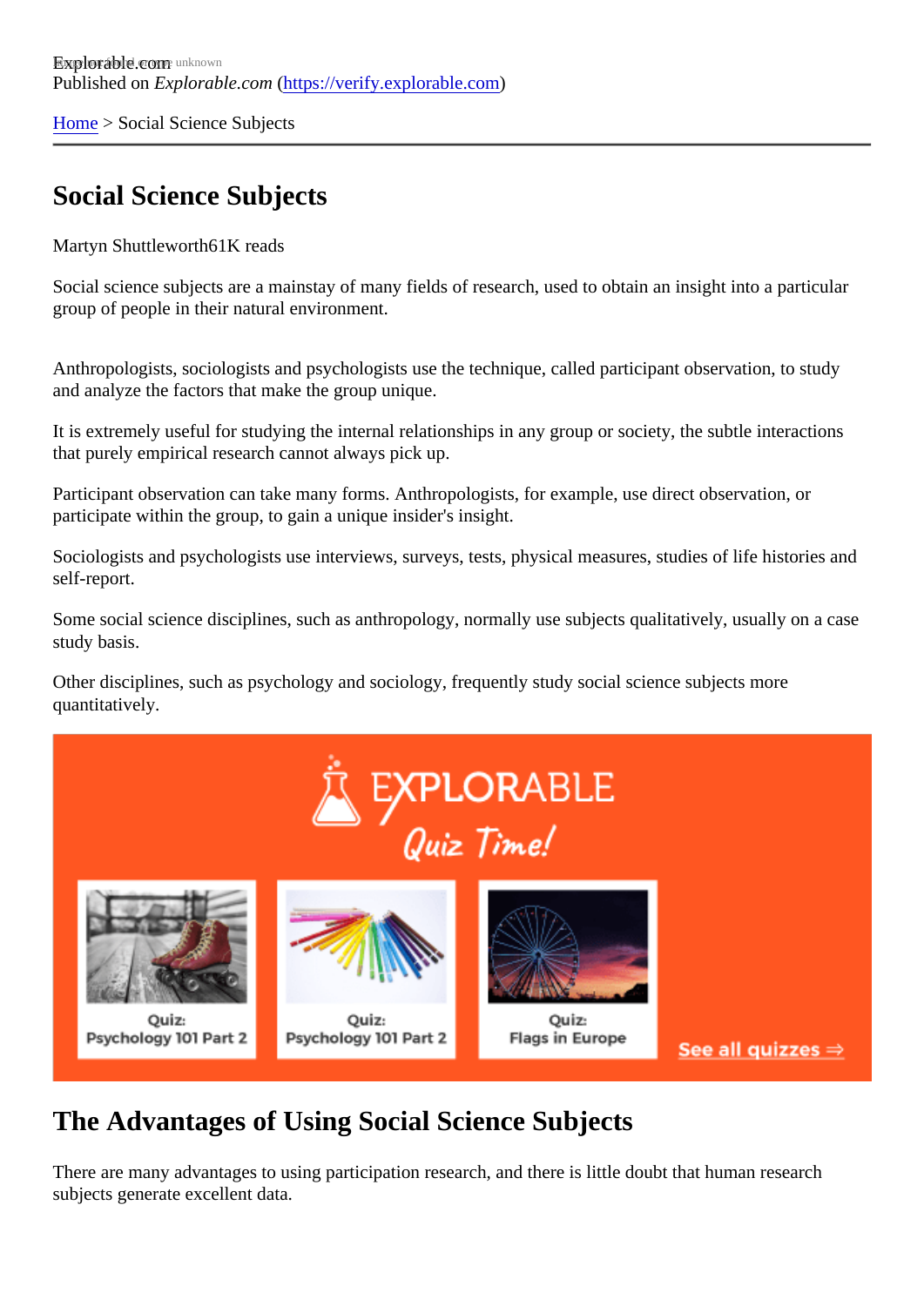Explorable.com

Published on *Explorable.com* (https://verify.explorable.com)

Home > Social Science Subjects

# Social Science Subjects

Martyn Shuttleworth61K reads

Social science subjects are a mainstay of many fields of research, used to obtain an insight into a particular group of people in their natural environment.

Anthropologists, sociologists and psychologists use the technique, called participant observation, to study and analyze the factors that make the group unique.

It is extremely useful for studying the internal relationships in any group or society, the subtle interactions that purely empirical research cannot always pick up.

Participant observation can take many forms. Anthropologists, for example, use direct observation, or participate within the group, to gain a unique insider's insight.

Sociologists and psychologists use interviews, surveys, tests, physical measures, studies of life histories and self-report.

Some social science disciplines, such as anthropology, normally use subjects qualitatively, usually on a case study basis.

Other disciplines, such as psychology and sociology, frequently study social science subjects more quantitatively.

## The Advantages of Using Social Science Subjects

There are many advantages to using participation research, and there is little doubt that human research subjects generate excellent data.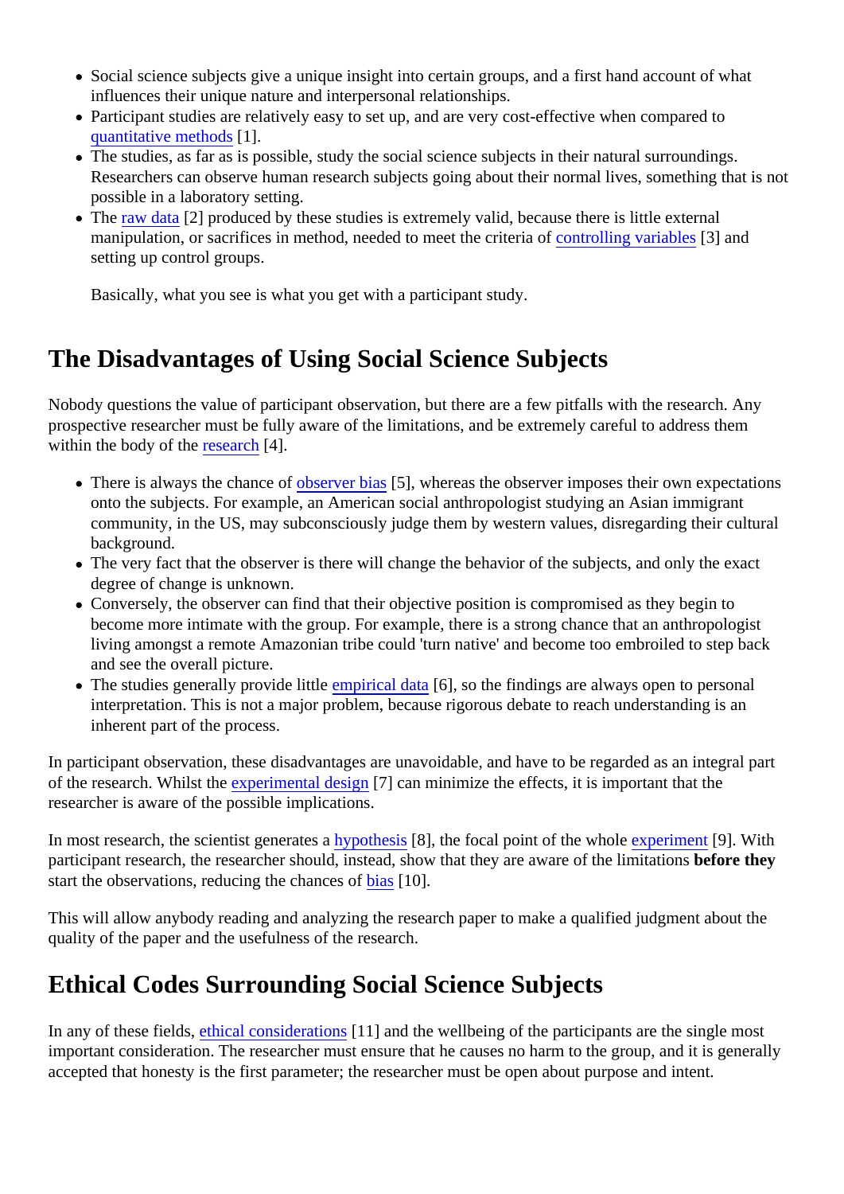- Social science subjects give a unique insight into certain groups, and a first hand account of what influences their unique nature and interpersonal relationships.
- Participant studies are relatively easy to set up, and are very cost-effective when compared to quantitative methods [1].
- The studies, as far as is possible, study the social science subjects in their natural surroundings. Researchers can observe human research subjects going about their normal lives, something that is not possible in a laboratory setting.
- The raw data [2] produced by these studies is extremely valid, because there is little external manipulation, or sacrifices in method, needed to meet the criteria of controlling variables [3] and setting up control groups.

  Basically, what you see is what you get with a participant study.

## The Disadvantages of Using Social Science Subjects

Nobody questions the value of participant observation, but there are a few pitfalls with the research. Any prospective researcher must be fully aware of the limitations, and be extremely careful to address them within the body of the research [4].

- There is always the chance of observer bias [5], whereas the observer imposes their own expectations onto the subjects. For example, an American social anthropologist studying an Asian immigrant community, in the US, may subconsciously judge them by western values, disregarding their cultural background.
- The very fact that the observer is there will change the behavior of the subjects, and only the exact degree of change is unknown.
- Conversely, the observer can find that their objective position is compromised as they begin to become more intimate with the group. For example, there is a strong chance that an anthropologist living amongst a remote Amazonian tribe could 'turn native' and become too embroiled to step back and see the overall picture.
- The studies generally provide little empirical data [6], so the findings are always open to personal interpretation. This is not a major problem, because rigorous debate to reach understanding is an inherent part of the process.

In participant observation, these disadvantages are unavoidable, and have to be regarded as an integral part of the research. Whilst the experimental design [7] can minimize the effects, it is important that the researcher is aware of the possible implications.

In most research, the scientist generates a hypothesis [8], the focal point of the whole experiment [9]. With participant research, the researcher should, instead, show that they are aware of the limitations **before they** start the observations, reducing the chances of bias [10].

This will allow anybody reading and analyzing the research paper to make a qualified judgment about the quality of the paper and the usefulness of the research.

## Ethical Codes Surrounding Social Science Subjects

In any of these fields, ethical considerations [11] and the wellbeing of the participants are the single most important consideration. The researcher must ensure that he causes no harm to the group, and it is generally accepted that honesty is the first parameter; the researcher must be open about purpose and intent.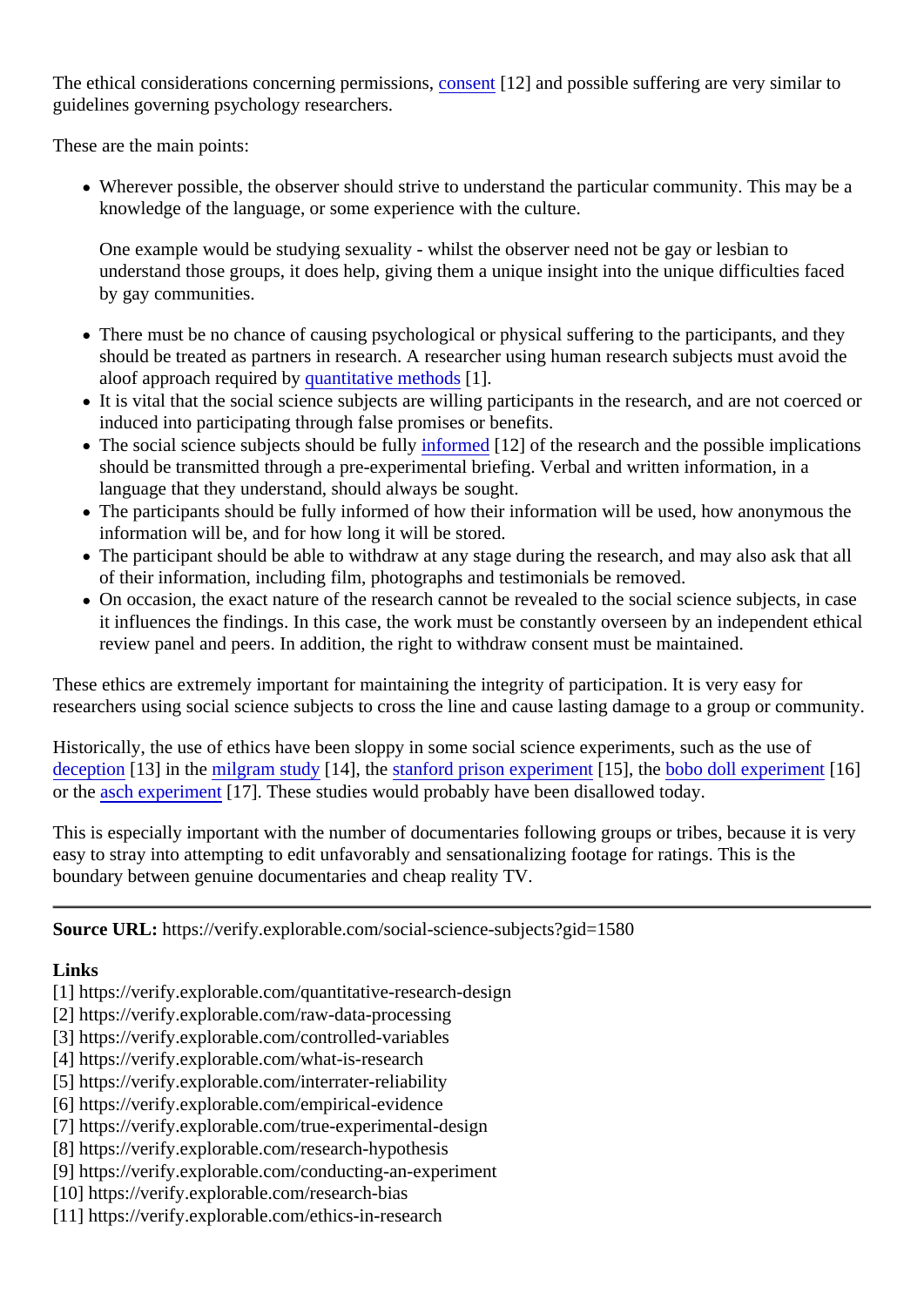The ethical considerations concerning permissions, consent [12] and possible suffering are very similar to guidelines governing psychology researchers.

These are the main points:

- Wherever possible, the observer should strive to understand the particular community. This may be a knowledge of the language, or some experience with the culture.

  One example would be studying sexuality - whilst the observer need not be gay or lesbian to understand those groups, it does help, giving them a unique insight into the unique difficulties faced by gay communities.

- There must be no chance of causing psychological or physical suffering to the participants, and they should be treated as partners in research. A researcher using human research subjects must avoid the aloof approach required by quantitative methods [1].
- It is vital that the social science subjects are willing participants in the research, and are not coerced or induced into participating through false promises or benefits.
- The social science subjects should be fully informed [12] of the research and the possible implications should be transmitted through a pre-experimental briefing. Verbal and written information, in a language that they understand, should always be sought.
- The participants should be fully informed of how their information will be used, how anonymous the information will be, and for how long it will be stored.
- The participant should be able to withdraw at any stage during the research, and may also ask that all of their information, including film, photographs and testimonials be removed.
- On occasion, the exact nature of the research cannot be revealed to the social science subjects, in case it influences the findings. In this case, the work must be constantly overseen by an independent ethical review panel and peers. In addition, the right to withdraw consent must be maintained.

These ethics are extremely important for maintaining the integrity of participation. It is very easy for researchers using social science subjects to cross the line and cause lasting damage to a group or community.

Historically, the use of ethics have been sloppy in some social science experiments, such as the use of deception [13] in the milgram study [14], the stanford prison experiment [15], the bobo doll experiment [16] or the asch experiment [17]. These studies would probably have been disallowed today.

This is especially important with the number of documentaries following groups or tribes, because it is very easy to stray into attempting to edit unfavorably and sensationalizing footage for ratings. This is the boundary between genuine documentaries and cheap reality TV.

---

**Source URL:** https://verify.explorable.com/social-science-subjects?gid=1580

**Links**

[1] https://verify.explorable.com/quantitative-research-design
[2] https://verify.explorable.com/raw-data-processing
[3] https://verify.explorable.com/controlled-variables
[4] https://verify.explorable.com/what-is-research
[5] https://verify.explorable.com/interrater-reliability
[6] https://verify.explorable.com/empirical-evidence
[7] https://verify.explorable.com/true-experimental-design
[8] https://verify.explorable.com/research-hypothesis
[9] https://verify.explorable.com/conducting-an-experiment
[10] https://verify.explorable.com/research-bias
[11] https://verify.explorable.com/ethics-in-research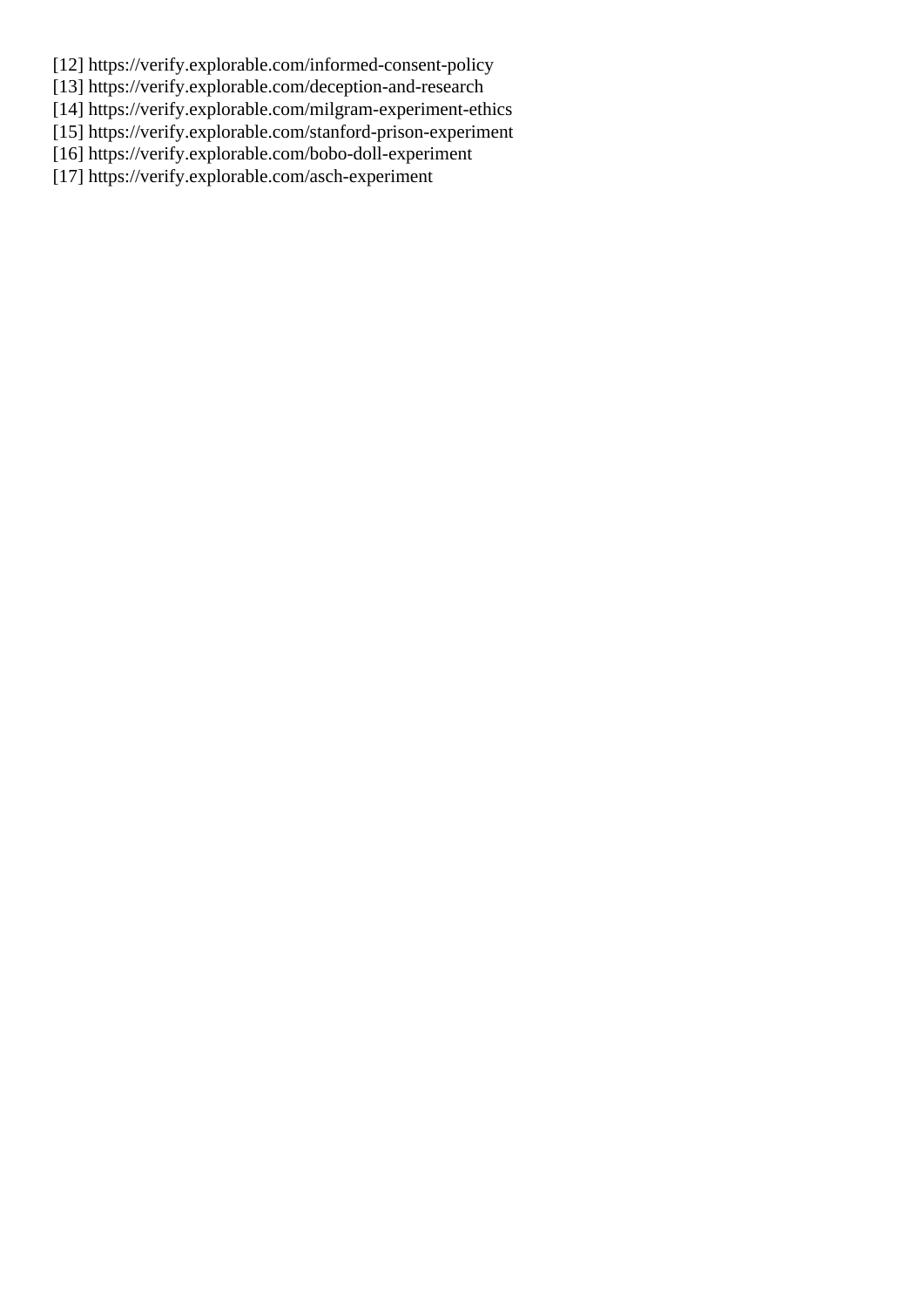[12] https://verify.explorable.com/informed-consent-policy
[13] https://verify.explorable.com/deception-and-research
[14] https://verify.explorable.com/milgram-experiment-ethics
[15] https://verify.explorable.com/stanford-prison-experiment
[16] https://verify.explorable.com/bobo-doll-experiment
[17] https://verify.explorable.com/asch-experiment